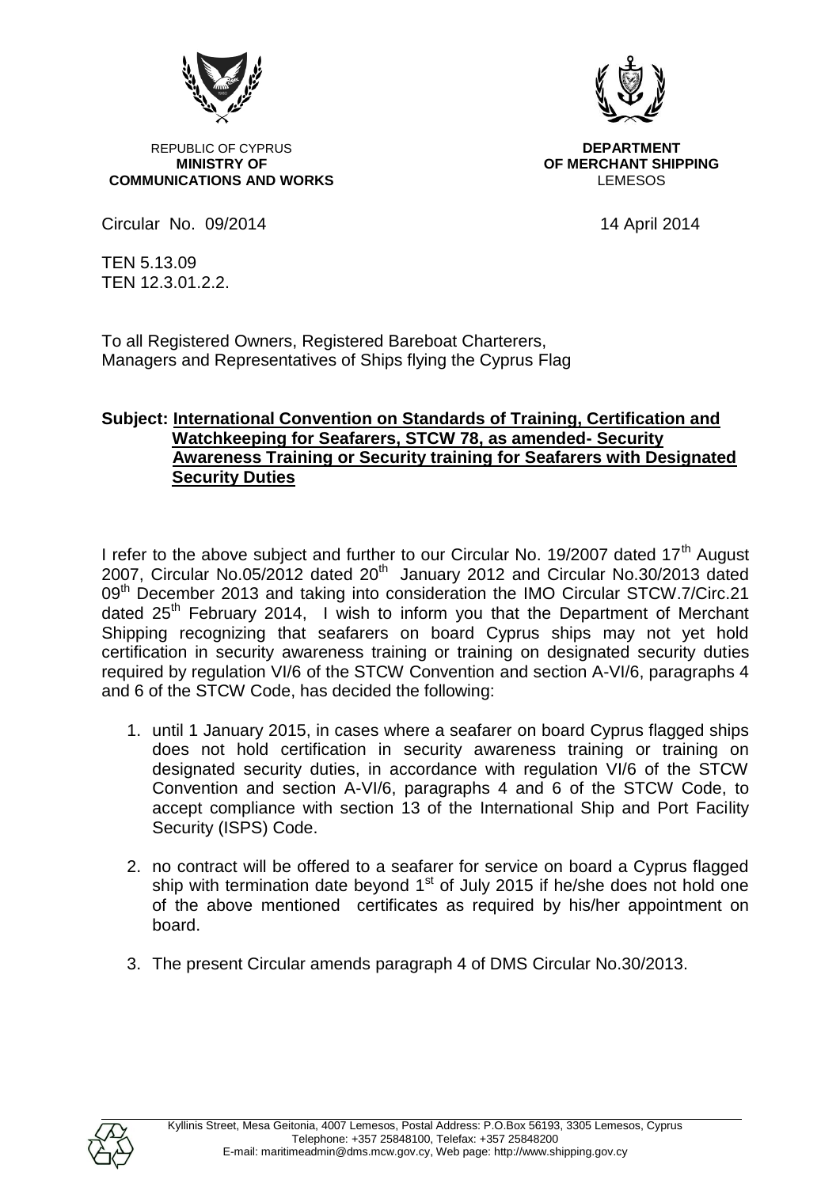REPUBLIC OF CYPRUS
**MINISTRY OF COMMUNICATIONS AND WORKS**

**DEPARTMENT OF MERCHANT SHIPPING**
LEMESOS

Circular No. 09/2014

14 April 2014

TEN 5.13.09
TEN 12.3.01.2.2.

To all Registered Owners, Registered Bareboat Charterers, Managers and Representatives of Ships flying the Cyprus Flag

**Subject: International Convention on Standards of Training, Certification and Watchkeeping for Seafarers, STCW 78, as amended- Security Awareness Training or Security training for Seafarers with Designated Security Duties**

I refer to the above subject and further to our Circular No. 19/2007 dated 17th August 2007, Circular No.05/2012 dated 20th January 2012 and Circular No.30/2013 dated 09th December 2013 and taking into consideration the IMO Circular STCW.7/Circ.21 dated 25th February 2014, I wish to inform you that the Department of Merchant Shipping recognizing that seafarers on board Cyprus ships may not yet hold certification in security awareness training or training on designated security duties required by regulation VI/6 of the STCW Convention and section A-VI/6, paragraphs 4 and 6 of the STCW Code, has decided the following:

1. until 1 January 2015, in cases where a seafarer on board Cyprus flagged ships does not hold certification in security awareness training or training on designated security duties, in accordance with regulation VI/6 of the STCW Convention and section A-VI/6, paragraphs 4 and 6 of the STCW Code, to accept compliance with section 13 of the International Ship and Port Facility Security (ISPS) Code.

2. no contract will be offered to a seafarer for service on board a Cyprus flagged ship with termination date beyond 1st of July 2015 if he/she does not hold one of the above mentioned certificates as required by his/her appointment on board.

3. The present Circular amends paragraph 4 of DMS Circular No.30/2013.

Kyllinis Street, Mesa Geitonia, 4007 Lemesos, Postal Address: P.O.Box 56193, 3305 Lemesos, Cyprus
Telephone: +357 25848100, Telefax: +357 25848200
E-mail: maritimeadmin@dms.mcw.gov.cy, Web page: http://www.shipping.gov.cy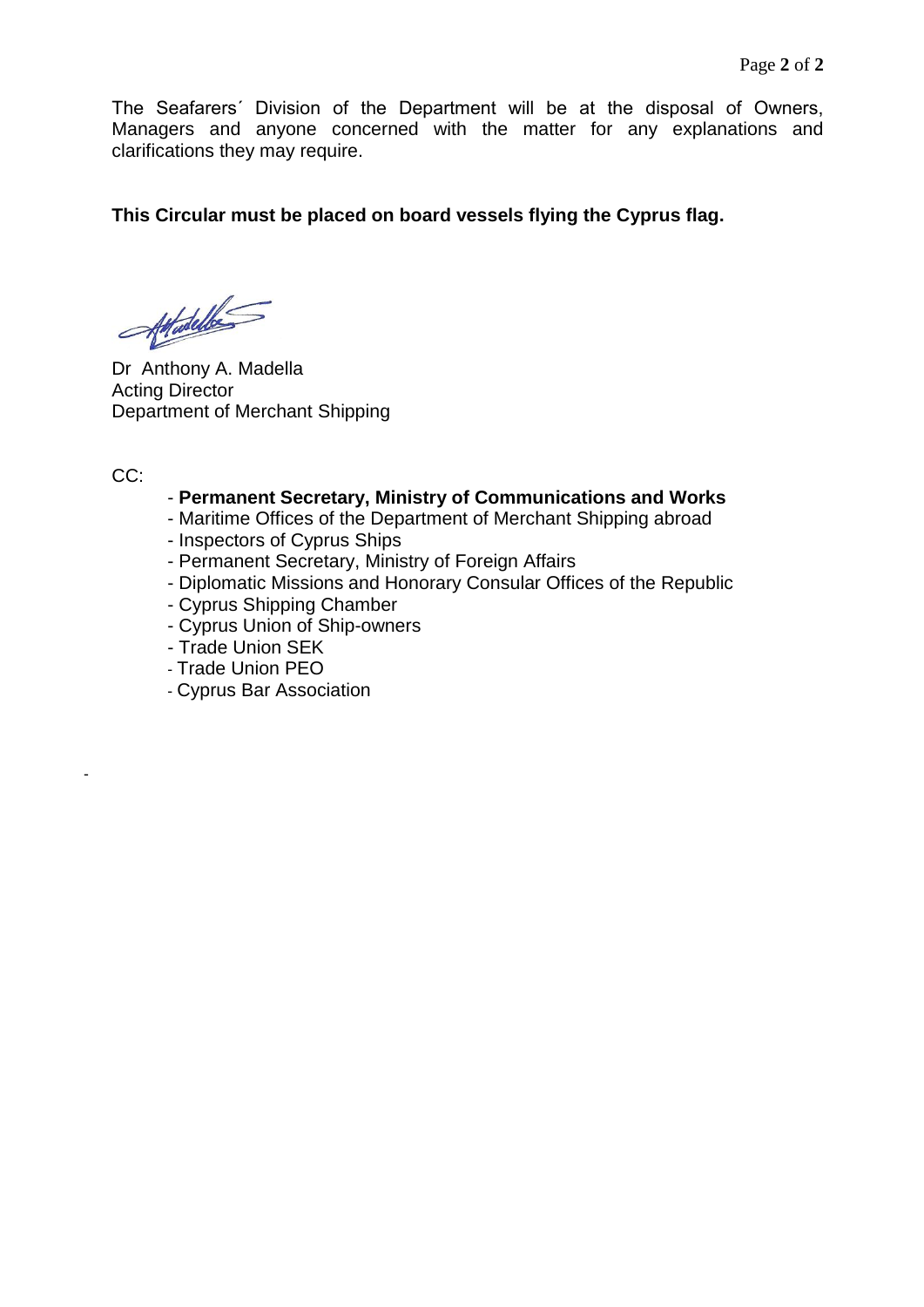The Seafarers´ Division of the Department will be at the disposal of Owners, Managers and anyone concerned with the matter for any explanations and clarifications they may require.

**This Circular must be placed on board vessels flying the Cyprus flag.**

Dr Anthony A. Madella
Acting Director
Department of Merchant Shipping

CC:

- **Permanent Secretary, Ministry of Communications and Works**
- Maritime Offices of the Department of Merchant Shipping abroad
- Inspectors of Cyprus Ships
- Permanent Secretary, Ministry of Foreign Affairs
- Diplomatic Missions and Honorary Consular Offices of the Republic
- Cyprus Shipping Chamber
- Cyprus Union of Ship-owners
- Trade Union SEK
- Trade Union PEO
- Cyprus Bar Association